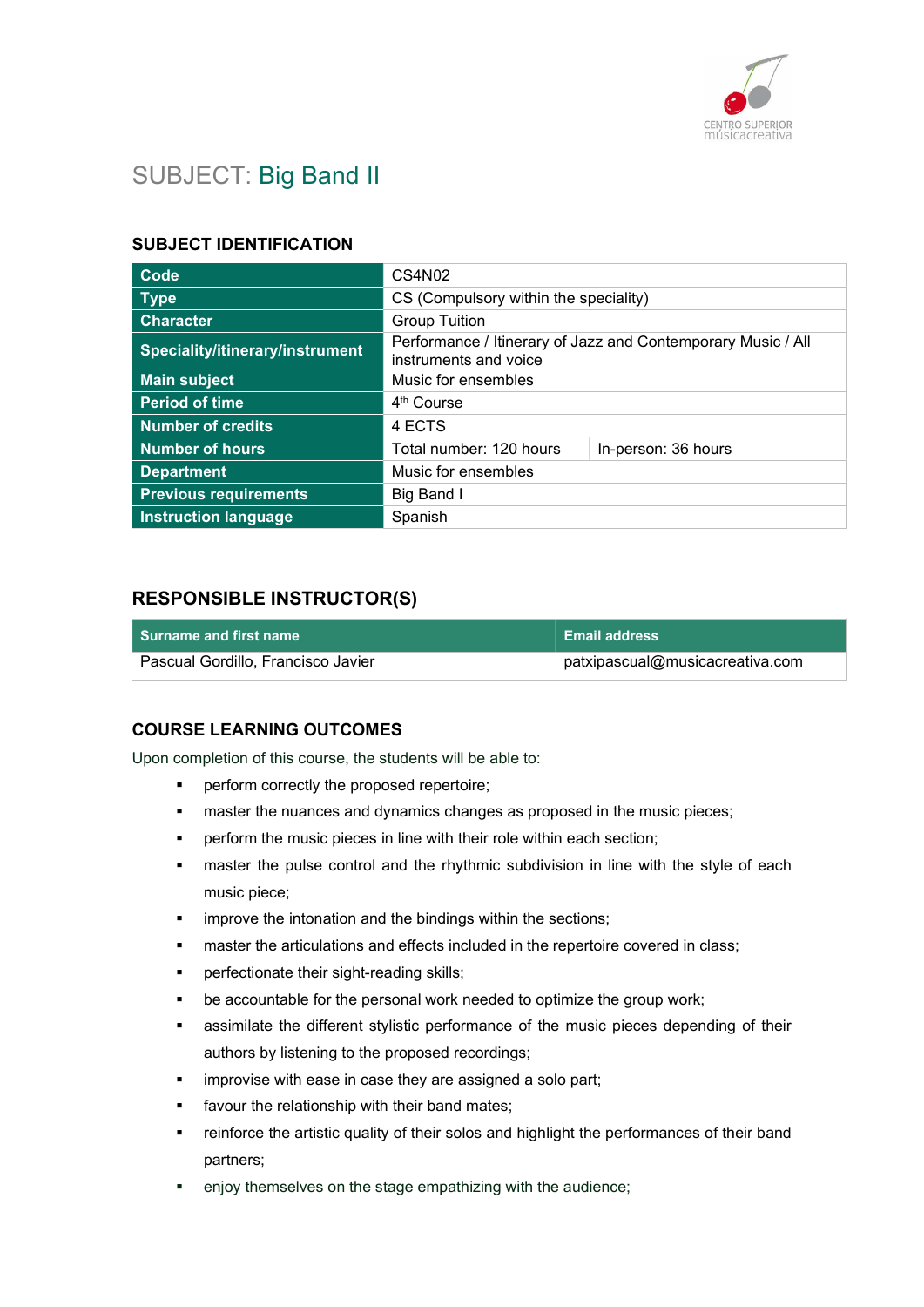# SUBJECT: Big Band II

## SUBJECT IDENTIFICATION

| | | |
|---|---|---|
| **Code** | CS4N02 | |
| **Type** | CS (Compulsory within the speciality) | |
| **Character** | Group Tuition | |
| **Speciality/itinerary/instrument** | Performance / Itinerary of Jazz and Contemporary Music / All instruments and voice | |
| **Main subject** | Music for ensembles | |
| **Period of time** | 4th Course | |
| **Number of credits** | 4 ECTS | |
| **Number of hours** | Total number: 120 hours | In-person: 36 hours |
| **Department** | Music for ensembles | |
| **Previous requirements** | Big Band I | |
| **Instruction language** | Spanish | |

## RESPONSIBLE INSTRUCTOR(S)

| Surname and first name | Email address |
|---|---|
| Pascual Gordillo, Francisco Javier | patxipascual@musicacreativa.com |

## COURSE LEARNING OUTCOMES

Upon completion of this course, the students will be able to:

- perform correctly the proposed repertoire;
- master the nuances and dynamics changes as proposed in the music pieces;
- perform the music pieces in line with their role within each section;
- master the pulse control and the rhythmic subdivision in line with the style of each music piece;
- improve the intonation and the bindings within the sections;
- master the articulations and effects included in the repertoire covered in class;
- perfectionate their sight-reading skills;
- be accountable for the personal work needed to optimize the group work;
- assimilate the different stylistic performance of the music pieces depending of their authors by listening to the proposed recordings;
- improvise with ease in case they are assigned a solo part;
- favour the relationship with their band mates;
- reinforce the artistic quality of their solos and highlight the performances of their band partners;
- enjoy themselves on the stage empathizing with the audience;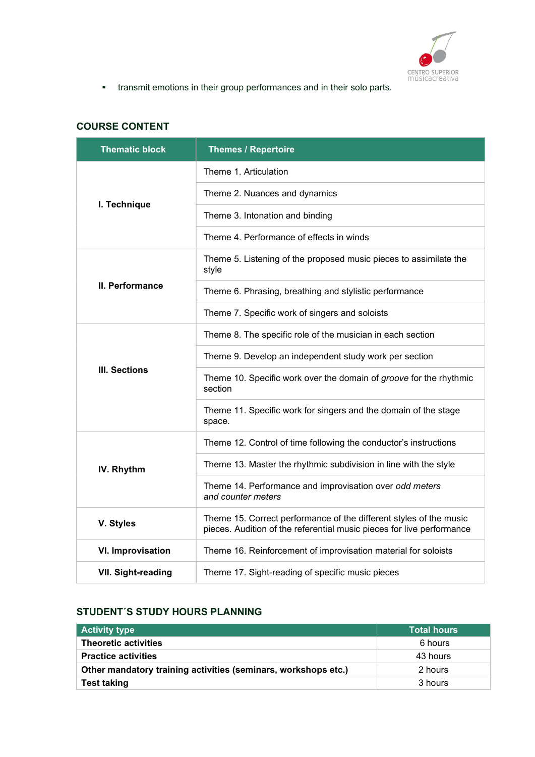- transmit emotions in their group performances and in their solo parts.

## COURSE CONTENT

| Thematic block | Themes / Repertoire |
|---|---|
| **I. Technique** | Theme 1. Articulation |
| | Theme 2. Nuances and dynamics |
| | Theme 3. Intonation and binding |
| | Theme 4. Performance of effects in winds |
| **II. Performance** | Theme 5. Listening of the proposed music pieces to assimilate the style |
| | Theme 6. Phrasing, breathing and stylistic performance |
| | Theme 7. Specific work of singers and soloists |
| **III. Sections** | Theme 8. The specific role of the musician in each section |
| | Theme 9. Develop an independent study work per section |
| | Theme 10. Specific work over the domain of *groove* for the rhythmic section |
| | Theme 11. Specific work for singers and the domain of the stage space. |
| **IV. Rhythm** | Theme 12. Control of time following the conductor's instructions |
| | Theme 13. Master the rhythmic subdivision in line with the style |
| | Theme 14. Performance and improvisation over *odd meters and counter meters* |
| **V. Styles** | Theme 15. Correct performance of the different styles of the music pieces. Audition of the referential music pieces for live performance |
| **VI. Improvisation** | Theme 16. Reinforcement of improvisation material for soloists |
| **VII. Sight-reading** | Theme 17. Sight-reading of specific music pieces |

## STUDENT´S STUDY HOURS PLANNING

| Activity type | Total hours |
|---|---|
| **Theoretic activities** | 6 hours |
| **Practice activities** | 43 hours |
| **Other mandatory training activities (seminars, workshops etc.)** | 2 hours |
| **Test taking** | 3 hours |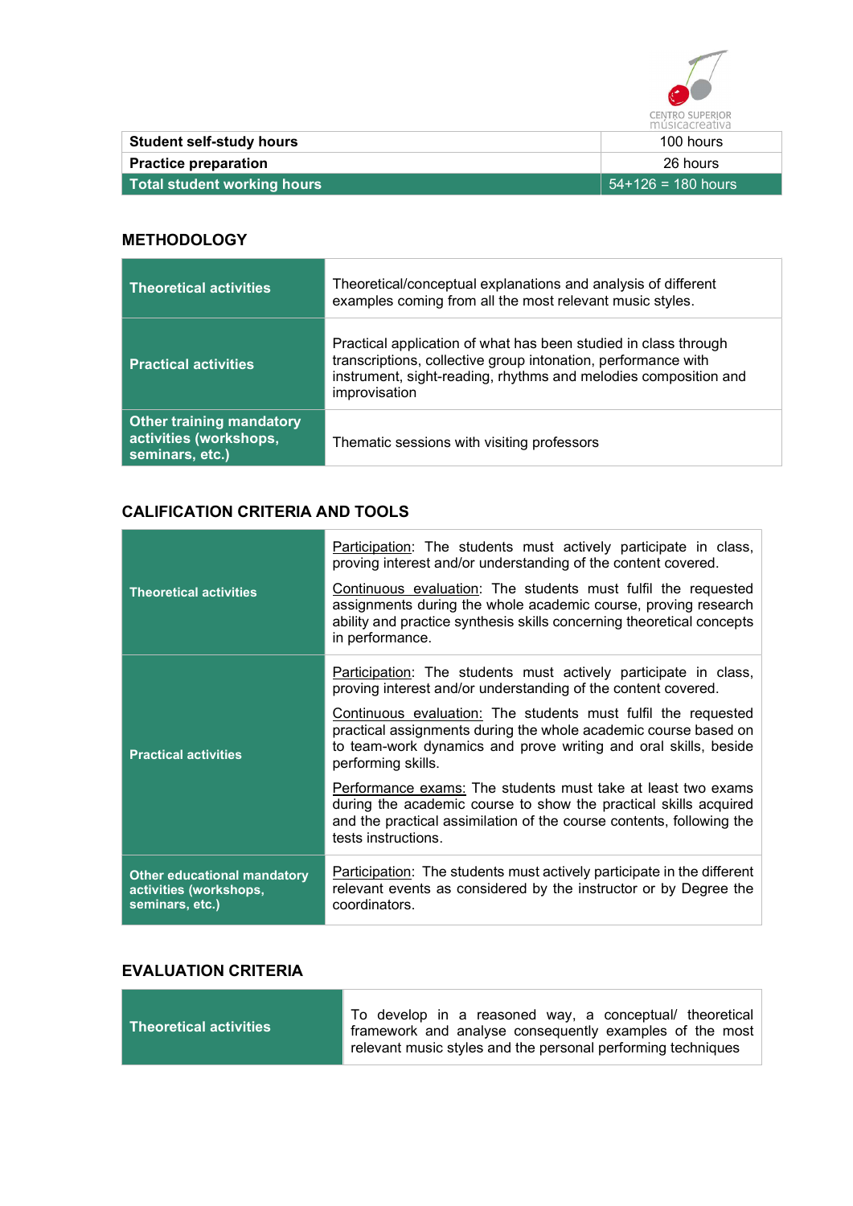| Student self-study hours | 100 hours |
|---|---|
| Practice preparation | 26 hours |
| **Total student working hours** | 54+126 = 180 hours |

## METHODOLOGY

| | |
|---|---|
| **Theoretical activities** | Theoretical/conceptual explanations and analysis of different examples coming from all the most relevant music styles. |
| **Practical activities** | Practical application of what has been studied in class through transcriptions, collective group intonation, performance with instrument, sight-reading, rhythms and melodies composition and improvisation |
| **Other training mandatory activities (workshops, seminars, etc.)** | Thematic sessions with visiting professors |

## CALIFICATION CRITERIA AND TOOLS

| | |
|---|---|
| **Theoretical activities** | Participation: The students must actively participate in class, proving interest and/or understanding of the content covered.<br><br>Continuous evaluation: The students must fulfil the requested assignments during the whole academic course, proving research ability and practice synthesis skills concerning theoretical concepts in performance. |
| **Practical activities** | Participation: The students must actively participate in class, proving interest and/or understanding of the content covered.<br><br>Continuous evaluation: The students must fulfil the requested practical assignments during the whole academic course based on to team-work dynamics and prove writing and oral skills, beside performing skills.<br><br>Performance exams: The students must take at least two exams during the academic course to show the practical skills acquired and the practical assimilation of the course contents, following the tests instructions. |
| **Other educational mandatory activities (workshops, seminars, etc.)** | Participation: The students must actively participate in the different relevant events as considered by the instructor or by Degree the coordinators. |

## EVALUATION CRITERIA

| | |
|---|---|
| **Theoretical activities** | To develop in a reasoned way, a conceptual/ theoretical framework and analyse consequently examples of the most relevant music styles and the personal performing techniques |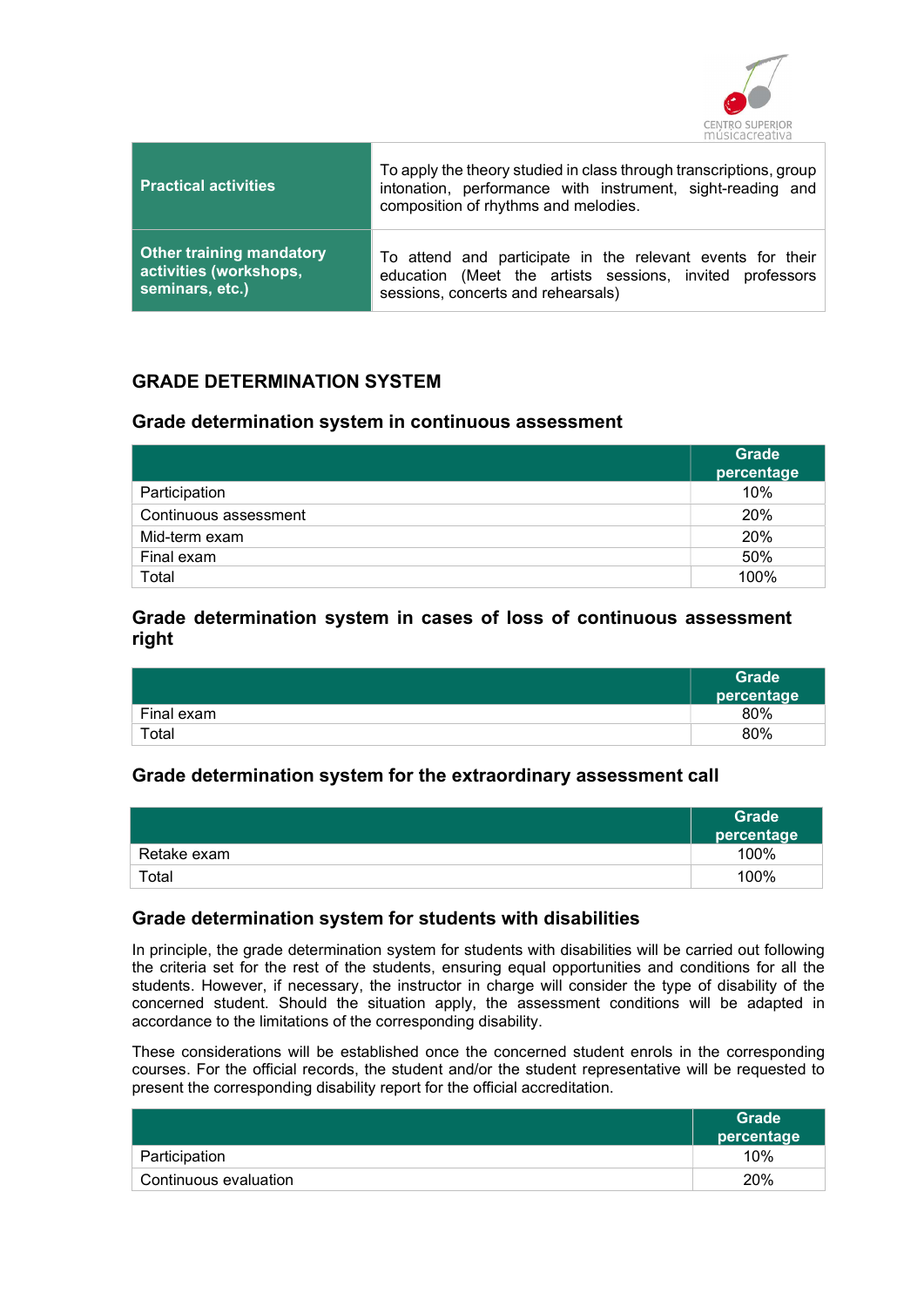| Practical activities | To apply the theory studied in class through transcriptions, group intonation, performance with instrument, sight-reading and composition of rhythms and melodies. |
|---|---|
| Other training mandatory activities (workshops, seminars, etc.) | To attend and participate in the relevant events for their education (Meet the artists sessions, invited professors sessions, concerts and rehearsals) |

## GRADE DETERMINATION SYSTEM

### Grade determination system in continuous assessment

| | Grade percentage |
|---|---|
| Participation | 10% |
| Continuous assessment | 20% |
| Mid-term exam | 20% |
| Final exam | 50% |
| Total | 100% |

### Grade determination system in cases of loss of continuous assessment right

| | Grade percentage |
|---|---|
| Final exam | 80% |
| Total | 80% |

### Grade determination system for the extraordinary assessment call

| | Grade percentage |
|---|---|
| Retake exam | 100% |
| Total | 100% |

### Grade determination system for students with disabilities

In principle, the grade determination system for students with disabilities will be carried out following the criteria set for the rest of the students, ensuring equal opportunities and conditions for all the students. However, if necessary, the instructor in charge will consider the type of disability of the concerned student. Should the situation apply, the assessment conditions will be adapted in accordance to the limitations of the corresponding disability.

These considerations will be established once the concerned student enrols in the corresponding courses. For the official records, the student and/or the student representative will be requested to present the corresponding disability report for the official accreditation.

| | Grade percentage |
|---|---|
| Participation | 10% |
| Continuous evaluation | 20% |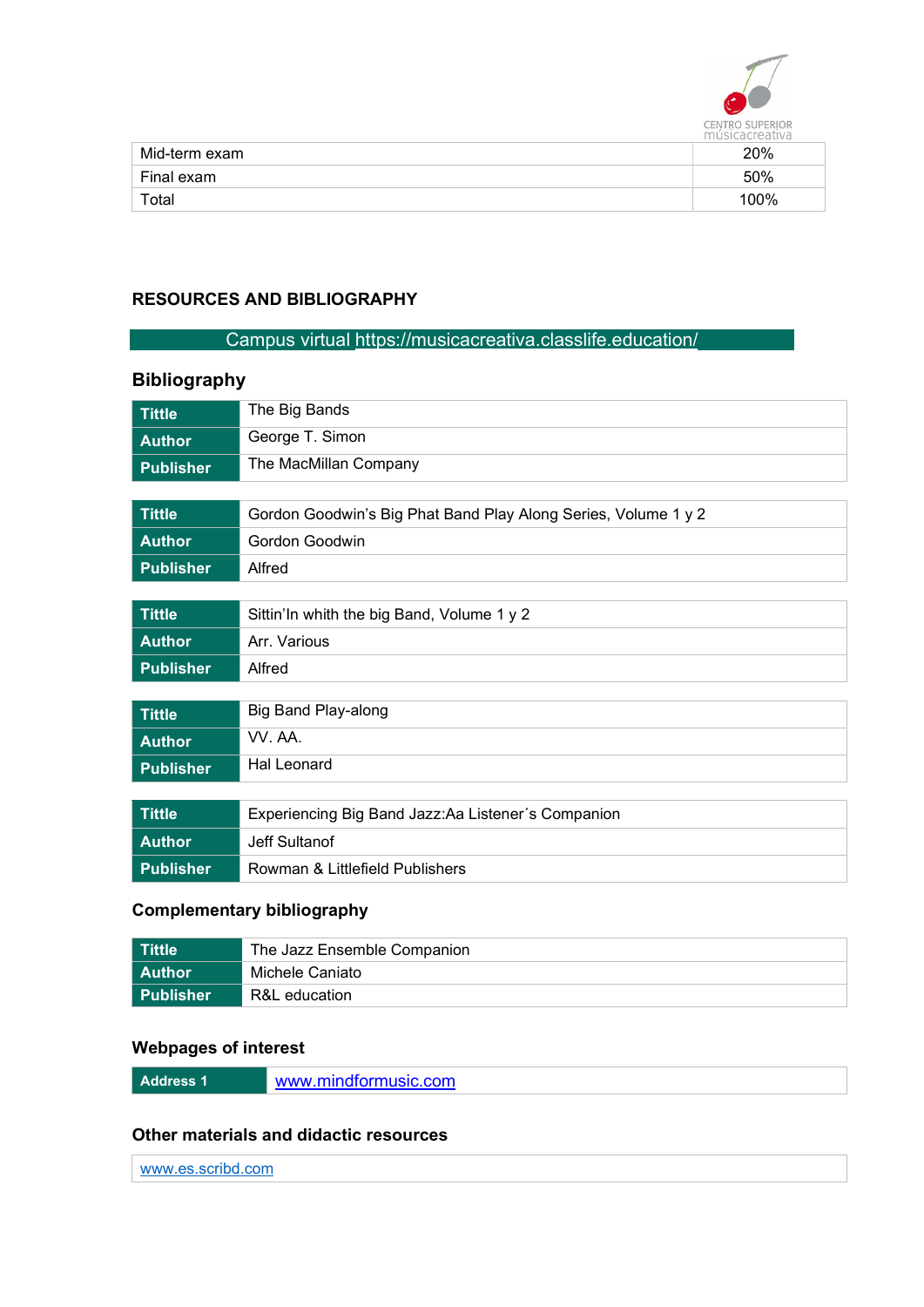| Mid-term exam | 20% |
|---|---|
| Final exam | 50% |
| Total | 100% |

## RESOURCES AND BIBLIOGRAPHY

Campus virtual https://musicacreativa.classlife.education/

### Bibliography

| Tittle | The Big Bands |
|---|---|
| Author | George T. Simon |
| Publisher | The MacMillan Company |

| Tittle | Gordon Goodwin's Big Phat Band Play Along Series, Volume 1 y 2 |
|---|---|
| Author | Gordon Goodwin |
| Publisher | Alfred |

| Tittle | Sittin'In whith the big Band, Volume 1 y 2 |
|---|---|
| Author | Arr. Various |
| Publisher | Alfred |

| Tittle | Big Band Play-along |
|---|---|
| Author | VV. AA. |
| Publisher | Hal Leonard |

| Tittle | Experiencing Big Band Jazz:Aa Listener´s Companion |
|---|---|
| Author | Jeff Sultanof |
| Publisher | Rowman & Littlefield Publishers |

### Complementary bibliography

| Tittle | The Jazz Ensemble Companion |
|---|---|
| Author | Michele Caniato |
| Publisher | R&L education |

### Webpages of interest

| Address 1 | www.mindformusic.com |
|---|---|

### Other materials and didactic resources

www.es.scribd.com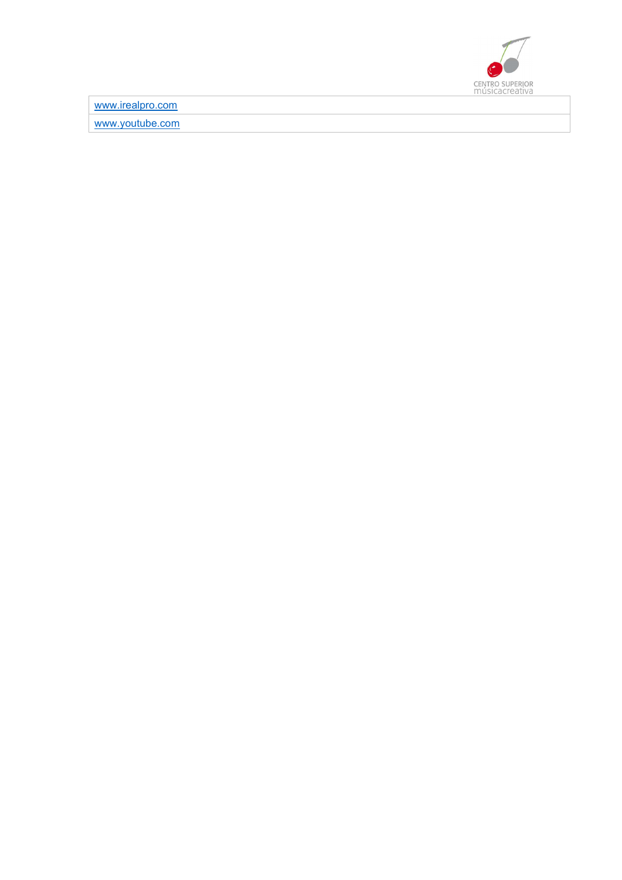| |
|---|
| www.irealpro.com |
| www.youtube.com |